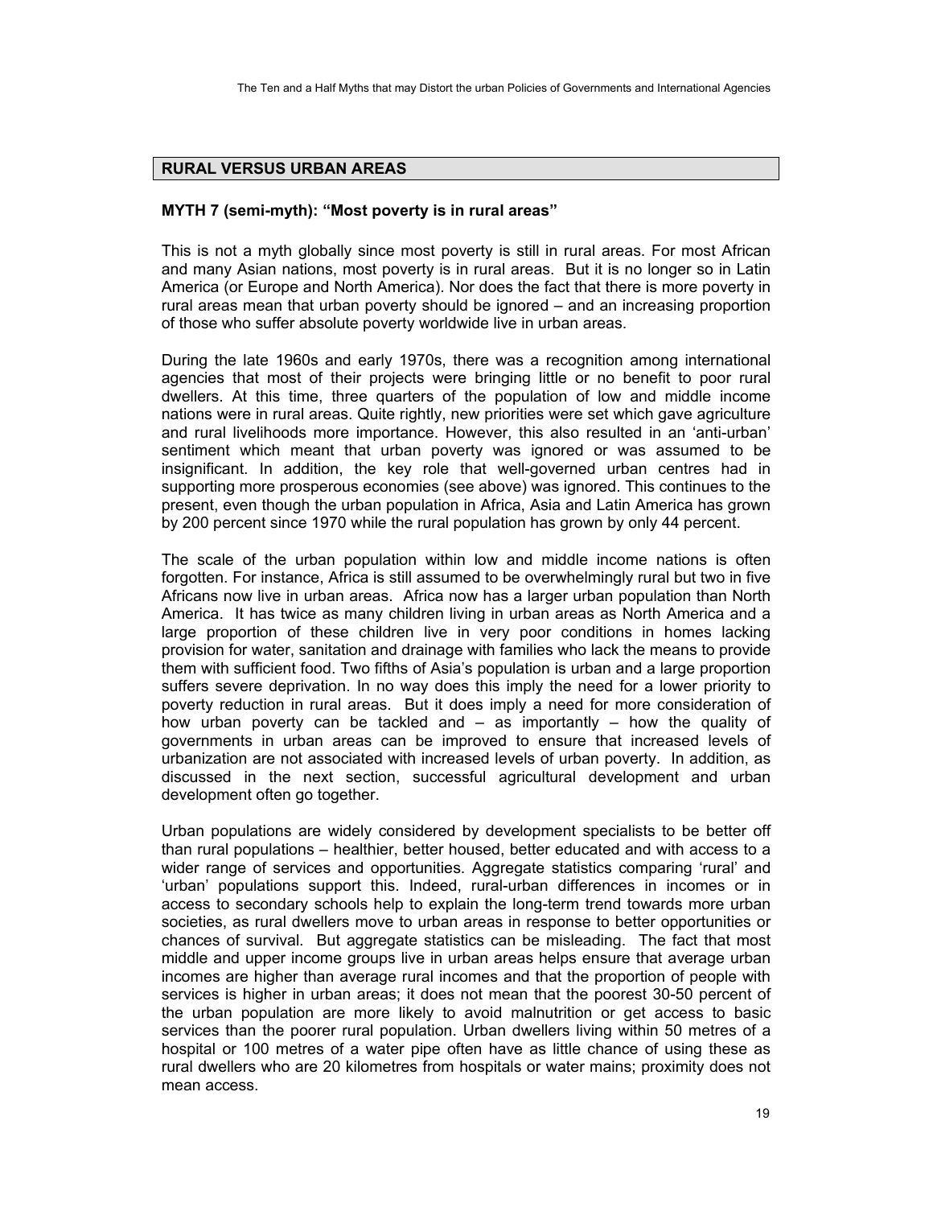## RURAL VERSUS URBAN AREAS

### MYTH 7 (semi-myth): "Most poverty is in rural areas"

This is not a myth globally since most poverty is still in rural areas. For most African and many Asian nations, most poverty is in rural areas. But it is no longer so in Latin America (or Europe and North America). Nor does the fact that there is more poverty in rural areas mean that urban poverty should be ignored – and an increasing proportion of those who suffer absolute poverty worldwide live in urban areas.

During the late 1960s and early 1970s, there was a recognition among international agencies that most of their projects were bringing little or no benefit to poor rural dwellers. At this time, three quarters of the population of low and middle income nations were in rural areas. Quite rightly, new priorities were set which gave agriculture and rural livelihoods more importance. However, this also resulted in an 'anti-urban' sentiment which meant that urban poverty was ignored or was assumed to be insignificant. In addition, the key role that well-governed urban centres had in supporting more prosperous economies (see above) was ignored. This continues to the present, even though the urban population in Africa, Asia and Latin America has grown by 200 percent since 1970 while the rural population has grown by only 44 percent.

The scale of the urban population within low and middle income nations is often forgotten. For instance, Africa is still assumed to be overwhelmingly rural but two in five Africans now live in urban areas. Africa now has a larger urban population than North America. It has twice as many children living in urban areas as North America and a large proportion of these children live in very poor conditions in homes lacking provision for water, sanitation and drainage with families who lack the means to provide them with sufficient food. Two fifths of Asia's population is urban and a large proportion suffers severe deprivation. In no way does this imply the need for a lower priority to poverty reduction in rural areas. But it does imply a need for more consideration of how urban poverty can be tackled and – as importantly – how the quality of governments in urban areas can be improved to ensure that increased levels of urbanization are not associated with increased levels of urban poverty. In addition, as discussed in the next section, successful agricultural development and urban development often go together.

Urban populations are widely considered by development specialists to be better off than rural populations – healthier, better housed, better educated and with access to a wider range of services and opportunities. Aggregate statistics comparing 'rural' and 'urban' populations support this. Indeed, rural-urban differences in incomes or in access to secondary schools help to explain the long-term trend towards more urban societies, as rural dwellers move to urban areas in response to better opportunities or chances of survival. But aggregate statistics can be misleading. The fact that most middle and upper income groups live in urban areas helps ensure that average urban incomes are higher than average rural incomes and that the proportion of people with services is higher in urban areas; it does not mean that the poorest 30-50 percent of the urban population are more likely to avoid malnutrition or get access to basic services than the poorer rural population. Urban dwellers living within 50 metres of a hospital or 100 metres of a water pipe often have as little chance of using these as rural dwellers who are 20 kilometres from hospitals or water mains; proximity does not mean access.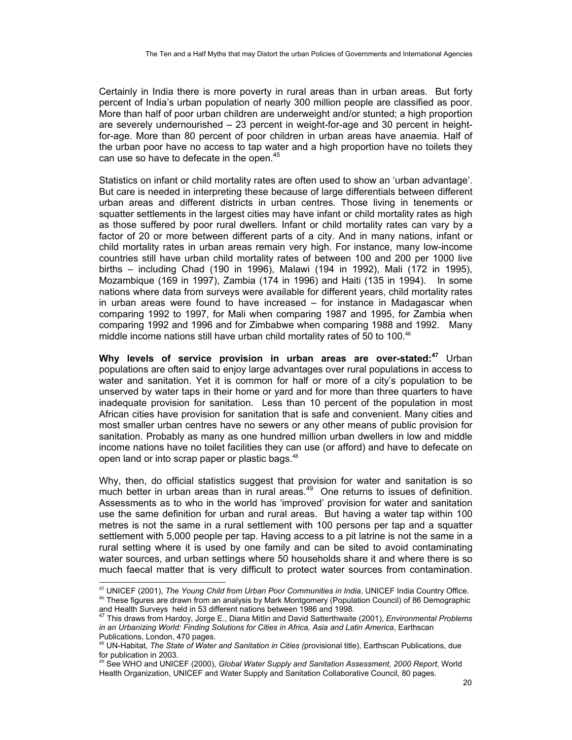Certainly in India there is more poverty in rural areas than in urban areas. But forty percent of India's urban population of nearly 300 million people are classified as poor. More than half of poor urban children are underweight and/or stunted; a high proportion are severely undernourished – 23 percent in weight-for-age and 30 percent in height-for-age. More than 80 percent of poor children in urban areas have anaemia. Half of the urban poor have no access to tap water and a high proportion have no toilets they can use so have to defecate in the open.[45]

Statistics on infant or child mortality rates are often used to show an 'urban advantage'. But care is needed in interpreting these because of large differentials between different urban areas and different districts in urban centres. Those living in tenements or squatter settlements in the largest cities may have infant or child mortality rates as high as those suffered by poor rural dwellers. Infant or child mortality rates can vary by a factor of 20 or more between different parts of a city. And in many nations, infant or child mortality rates in urban areas remain very high. For instance, many low-income countries still have urban child mortality rates of between 100 and 200 per 1000 live births – including Chad (190 in 1996), Malawi (194 in 1992), Mali (172 in 1995), Mozambique (169 in 1997), Zambia (174 in 1996) and Haiti (135 in 1994). In some nations where data from surveys were available for different years, child mortality rates in urban areas were found to have increased – for instance in Madagascar when comparing 1992 to 1997, for Mali when comparing 1987 and 1995, for Zambia when comparing 1992 and 1996 and for Zimbabwe when comparing 1988 and 1992. Many middle income nations still have urban child mortality rates of 50 to 100.[46]

**Why levels of service provision in urban areas are over-stated:[47]** Urban populations are often said to enjoy large advantages over rural populations in access to water and sanitation. Yet it is common for half or more of a city's population to be unserved by water taps in their home or yard and for more than three quarters to have inadequate provision for sanitation. Less than 10 percent of the population in most African cities have provision for sanitation that is safe and convenient. Many cities and most smaller urban centres have no sewers or any other means of public provision for sanitation. Probably as many as one hundred million urban dwellers in low and middle income nations have no toilet facilities they can use (or afford) and have to defecate on open land or into scrap paper or plastic bags.[48]

Why, then, do official statistics suggest that provision for water and sanitation is so much better in urban areas than in rural areas.[49] One returns to issues of definition. Assessments as to who in the world has 'improved' provision for water and sanitation use the same definition for urban and rural areas. But having a water tap within 100 metres is not the same in a rural settlement with 100 persons per tap and a squatter settlement with 5,000 people per tap. Having access to a pit latrine is not the same in a rural setting where it is used by one family and can be sited to avoid contaminating water sources, and urban settings where 50 households share it and where there is so much faecal matter that is very difficult to protect water sources from contamination.

---

[45] UNICEF (2001), *The Young Child from Urban Poor Communities in India*, UNICEF India Country Office.

[46] These figures are drawn from an analysis by Mark Montgomery (Population Council) of 86 Demographic and Health Surveys held in 53 different nations between 1986 and 1998.

[47] This draws from Hardoy, Jorge E., Diana Mitlin and David Satterthwaite (2001), *Environmental Problems in an Urbanizing World: Finding Solutions for Cities in Africa, Asia and Latin America*, Earthscan Publications, London, 470 pages.

[48] UN-Habitat, *The State of Water and Sanitation in Cities (*provisional title), Earthscan Publications, due for publication in 2003.

[49] See WHO and UNICEF (2000), *Global Water Supply and Sanitation Assessment, 2000 Report*, World Health Organization, UNICEF and Water Supply and Sanitation Collaborative Council, 80 pages.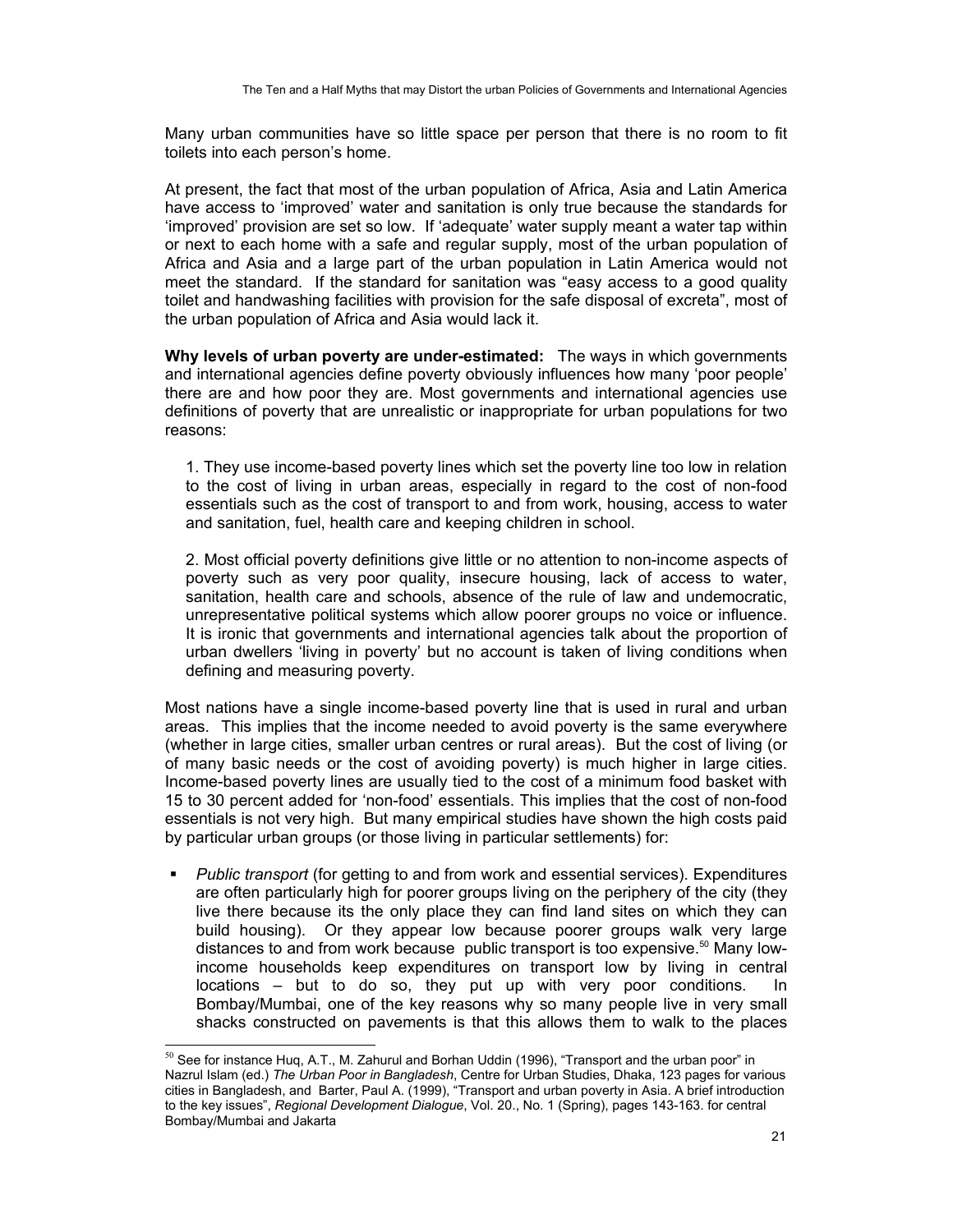Many urban communities have so little space per person that there is no room to fit toilets into each person's home.

At present, the fact that most of the urban population of Africa, Asia and Latin America have access to 'improved' water and sanitation is only true because the standards for 'improved' provision are set so low. If 'adequate' water supply meant a water tap within or next to each home with a safe and regular supply, most of the urban population of Africa and Asia and a large part of the urban population in Latin America would not meet the standard. If the standard for sanitation was "easy access to a good quality toilet and handwashing facilities with provision for the safe disposal of excreta", most of the urban population of Africa and Asia would lack it.

**Why levels of urban poverty are under-estimated:** The ways in which governments and international agencies define poverty obviously influences how many 'poor people' there are and how poor they are. Most governments and international agencies use definitions of poverty that are unrealistic or inappropriate for urban populations for two reasons:

1. They use income-based poverty lines which set the poverty line too low in relation to the cost of living in urban areas, especially in regard to the cost of non-food essentials such as the cost of transport to and from work, housing, access to water and sanitation, fuel, health care and keeping children in school.

2. Most official poverty definitions give little or no attention to non-income aspects of poverty such as very poor quality, insecure housing, lack of access to water, sanitation, health care and schools, absence of the rule of law and undemocratic, unrepresentative political systems which allow poorer groups no voice or influence. It is ironic that governments and international agencies talk about the proportion of urban dwellers 'living in poverty' but no account is taken of living conditions when defining and measuring poverty.

Most nations have a single income-based poverty line that is used in rural and urban areas. This implies that the income needed to avoid poverty is the same everywhere (whether in large cities, smaller urban centres or rural areas). But the cost of living (or of many basic needs or the cost of avoiding poverty) is much higher in large cities. Income-based poverty lines are usually tied to the cost of a minimum food basket with 15 to 30 percent added for 'non-food' essentials. This implies that the cost of non-food essentials is not very high. But many empirical studies have shown the high costs paid by particular urban groups (or those living in particular settlements) for:

- *Public transport* (for getting to and from work and essential services). Expenditures are often particularly high for poorer groups living on the periphery of the city (they live there because its the only place they can find land sites on which they can build housing). Or they appear low because poorer groups walk very large distances to and from work because public transport is too expensive.[50] Many low-income households keep expenditures on transport low by living in central locations – but to do so, they put up with very poor conditions. In Bombay/Mumbai, one of the key reasons why so many people live in very small shacks constructed on pavements is that this allows them to walk to the places

[50] See for instance Huq, A.T., M. Zahurul and Borhan Uddin (1996), "Transport and the urban poor" in Nazrul Islam (ed.) *The Urban Poor in Bangladesh*, Centre for Urban Studies, Dhaka, 123 pages for various cities in Bangladesh, and Barter, Paul A. (1999), "Transport and urban poverty in Asia. A brief introduction to the key issues", *Regional Development Dialogue*, Vol. 20., No. 1 (Spring), pages 143-163. for central Bombay/Mumbai and Jakarta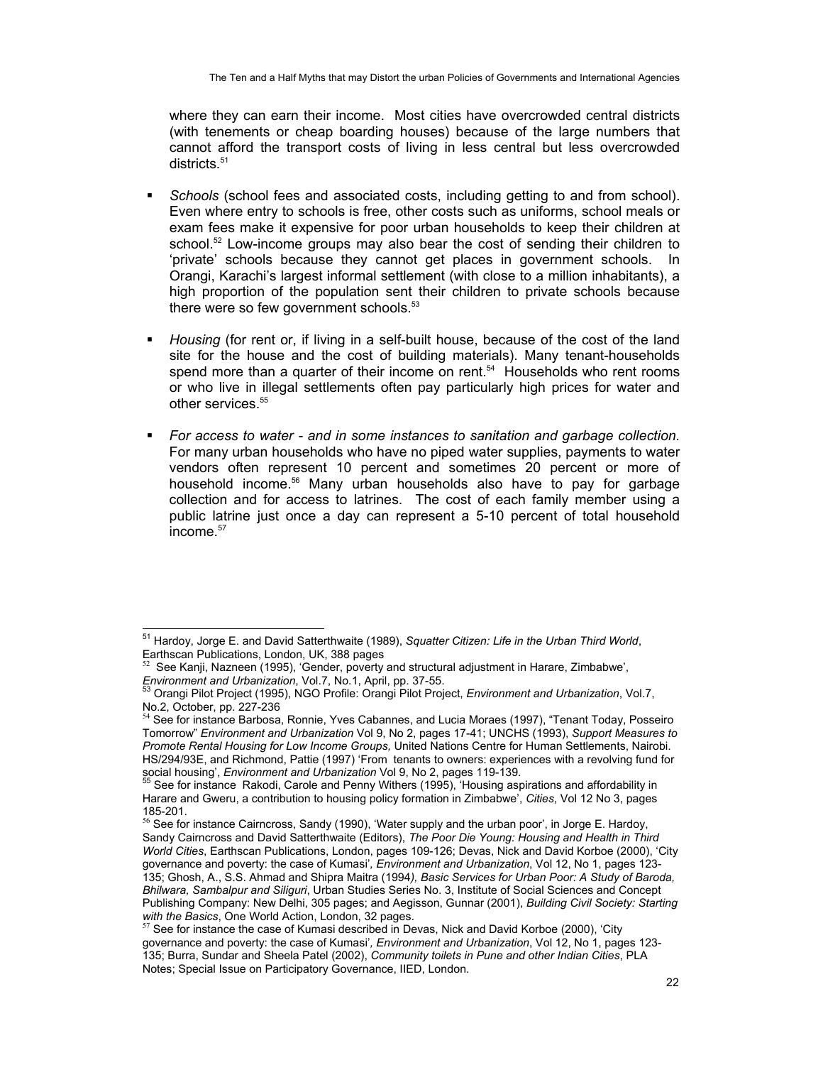where they can earn their income. Most cities have overcrowded central districts (with tenements or cheap boarding houses) because of the large numbers that cannot afford the transport costs of living in less central but less overcrowded districts.[51]

- *Schools* (school fees and associated costs, including getting to and from school). Even where entry to schools is free, other costs such as uniforms, school meals or exam fees make it expensive for poor urban households to keep their children at school.[52] Low-income groups may also bear the cost of sending their children to 'private' schools because they cannot get places in government schools. In Orangi, Karachi's largest informal settlement (with close to a million inhabitants), a high proportion of the population sent their children to private schools because there were so few government schools.[53]

- *Housing* (for rent or, if living in a self-built house, because of the cost of the land site for the house and the cost of building materials). Many tenant-households spend more than a quarter of their income on rent.[54] Households who rent rooms or who live in illegal settlements often pay particularly high prices for water and other services.[55]

- *For access to water - and in some instances to sanitation and garbage collection.* For many urban households who have no piped water supplies, payments to water vendors often represent 10 percent and sometimes 20 percent or more of household income.[56] Many urban households also have to pay for garbage collection and for access to latrines. The cost of each family member using a public latrine just once a day can represent a 5-10 percent of total household income.[57]

---

[51] Hardoy, Jorge E. and David Satterthwaite (1989), *Squatter Citizen: Life in the Urban Third World*, Earthscan Publications, London, UK, 388 pages

[52] See Kanji, Nazneen (1995), 'Gender, poverty and structural adjustment in Harare, Zimbabwe', *Environment and Urbanization*, Vol.7, No.1, April, pp. 37-55.

[53] Orangi Pilot Project (1995), NGO Profile: Orangi Pilot Project, *Environment and Urbanization*, Vol.7, No.2, October, pp. 227-236

[54] See for instance Barbosa, Ronnie, Yves Cabannes, and Lucia Moraes (1997), "Tenant Today, Posseiro Tomorrow" *Environment and Urbanization* Vol 9, No 2, pages 17-41; UNCHS (1993), *Support Measures to Promote Rental Housing for Low Income Groups,* United Nations Centre for Human Settlements, Nairobi. HS/294/93E, and Richmond, Pattie (1997) 'From tenants to owners: experiences with a revolving fund for social housing', *Environment and Urbanization* Vol 9, No 2, pages 119-139.

[55] See for instance Rakodi, Carole and Penny Withers (1995), 'Housing aspirations and affordability in Harare and Gweru, a contribution to housing policy formation in Zimbabwe', *Cities*, Vol 12 No 3, pages 185-201.

[56] See for instance Cairncross, Sandy (1990), 'Water supply and the urban poor', in Jorge E. Hardoy, Sandy Cairncross and David Satterthwaite (Editors), *The Poor Die Young: Housing and Health in Third World Cities*, Earthscan Publications, London, pages 109-126; Devas, Nick and David Korboe (2000), 'City governance and poverty: the case of Kumasi', *Environment and Urbanization*, Vol 12, No 1, pages 123-135; Ghosh, A., S.S. Ahmad and Shipra Maitra (1994), *Basic Services for Urban Poor: A Study of Baroda, Bhilwara, Sambalpur and Siliguri*, Urban Studies Series No. 3, Institute of Social Sciences and Concept Publishing Company: New Delhi, 305 pages; and Aegisson, Gunnar (2001), *Building Civil Society: Starting with the Basics*, One World Action, London, 32 pages.

[57] See for instance the case of Kumasi described in Devas, Nick and David Korboe (2000), 'City governance and poverty: the case of Kumasi', *Environment and Urbanization*, Vol 12, No 1, pages 123-135; Burra, Sundar and Sheela Patel (2002), *Community toilets in Pune and other Indian Cities*, PLA Notes; Special Issue on Participatory Governance, IIED, London.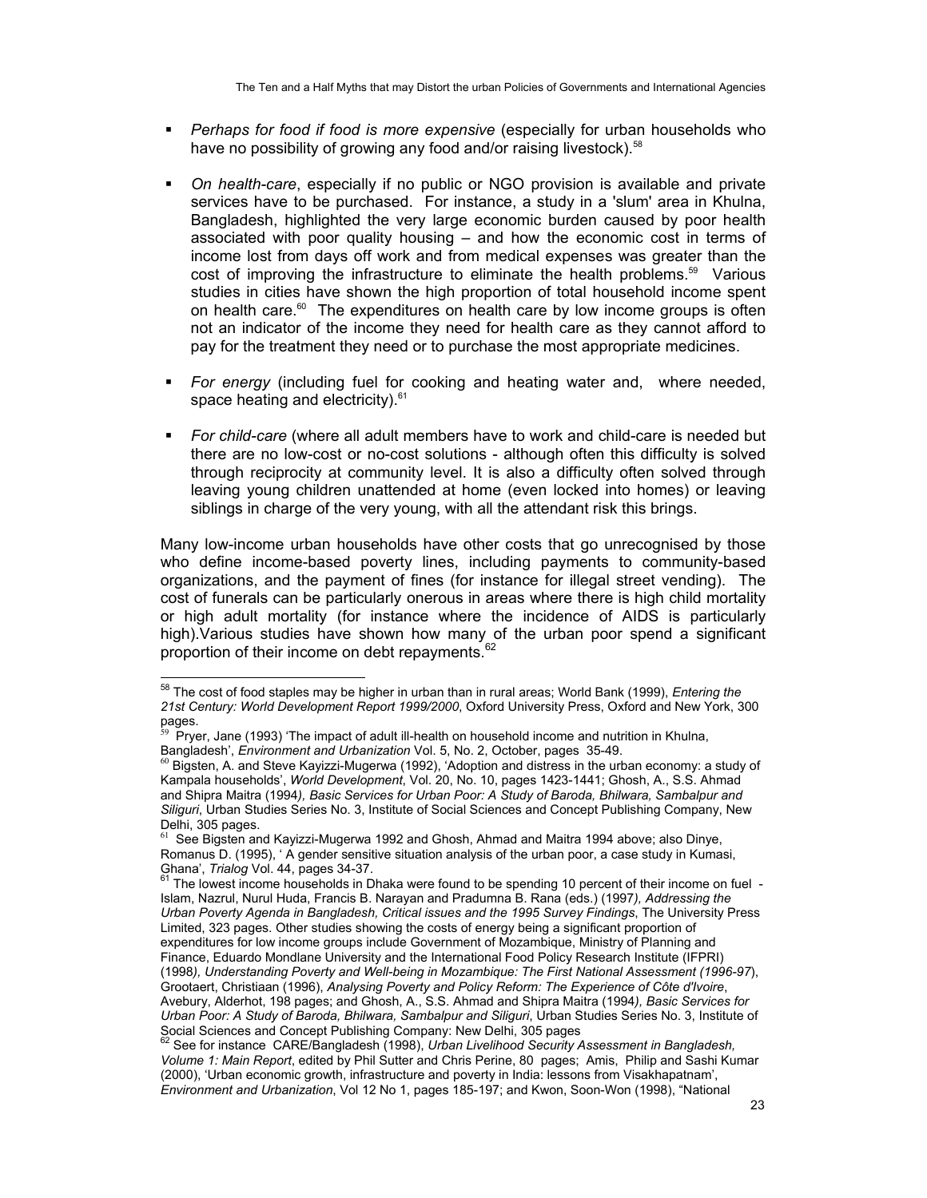- *Perhaps for food if food is more expensive* (especially for urban households who have no possibility of growing any food and/or raising livestock).[58]

- *On health-care*, especially if no public or NGO provision is available and private services have to be purchased. For instance, a study in a 'slum' area in Khulna, Bangladesh, highlighted the very large economic burden caused by poor health associated with poor quality housing – and how the economic cost in terms of income lost from days off work and from medical expenses was greater than the cost of improving the infrastructure to eliminate the health problems.[59] Various studies in cities have shown the high proportion of total household income spent on health care.[60] The expenditures on health care by low income groups is often not an indicator of the income they need for health care as they cannot afford to pay for the treatment they need or to purchase the most appropriate medicines.

- *For energy* (including fuel for cooking and heating water and, where needed, space heating and electricity).[61]

- *For child-care* (where all adult members have to work and child-care is needed but there are no low-cost or no-cost solutions - although often this difficulty is solved through reciprocity at community level. It is also a difficulty often solved through leaving young children unattended at home (even locked into homes) or leaving siblings in charge of the very young, with all the attendant risk this brings.

Many low-income urban households have other costs that go unrecognised by those who define income-based poverty lines, including payments to community-based organizations, and the payment of fines (for instance for illegal street vending). The cost of funerals can be particularly onerous in areas where there is high child mortality or high adult mortality (for instance where the incidence of AIDS is particularly high).Various studies have shown how many of the urban poor spend a significant proportion of their income on debt repayments.[62]

---

[58] The cost of food staples may be higher in urban than in rural areas; World Bank (1999), *Entering the 21st Century: World Development Report 1999/2000*, Oxford University Press, Oxford and New York, 300 pages.

[59] Pryer, Jane (1993) 'The impact of adult ill-health on household income and nutrition in Khulna, Bangladesh', *Environment and Urbanization* Vol. 5, No. 2, October, pages 35-49.

[60] Bigsten, A. and Steve Kayizzi-Mugerwa (1992), 'Adoption and distress in the urban economy: a study of Kampala households', *World Development*, Vol. 20, No. 10, pages 1423-1441; Ghosh, A., S.S. Ahmad and Shipra Maitra (1994*), Basic Services for Urban Poor: A Study of Baroda, Bhilwara, Sambalpur and Siliguri*, Urban Studies Series No. 3, Institute of Social Sciences and Concept Publishing Company, New Delhi, 305 pages.

[61] See Bigsten and Kayizzi-Mugerwa 1992 and Ghosh, Ahmad and Maitra 1994 above; also Dinye, Romanus D. (1995), ' A gender sensitive situation analysis of the urban poor, a case study in Kumasi, Ghana', *Trialog* Vol. 44, pages 34-37.

[61] The lowest income households in Dhaka were found to be spending 10 percent of their income on fuel - Islam, Nazrul, Nurul Huda, Francis B. Narayan and Pradumna B. Rana (eds.) (1997*), Addressing the Urban Poverty Agenda in Bangladesh, Critical issues and the 1995 Survey Findings*, The University Press Limited, 323 pages. Other studies showing the costs of energy being a significant proportion of expenditures for low income groups include Government of Mozambique, Ministry of Planning and Finance, Eduardo Mondlane University and the International Food Policy Research Institute (IFPRI) (1998*), Understanding Poverty and Well-being in Mozambique: The First National Assessment (1996-97*), Grootaert, Christiaan (1996), *Analysing Poverty and Policy Reform: The Experience of Côte d'Ivoire*, Avebury, Alderhot, 198 pages; and Ghosh, A., S.S. Ahmad and Shipra Maitra (1994*), Basic Services for Urban Poor: A Study of Baroda, Bhilwara, Sambalpur and Siliguri*, Urban Studies Series No. 3, Institute of Social Sciences and Concept Publishing Company: New Delhi, 305 pages

[62] See for instance CARE/Bangladesh (1998), *Urban Livelihood Security Assessment in Bangladesh, Volume 1: Main Report*, edited by Phil Sutter and Chris Perine, 80 pages; Amis, Philip and Sashi Kumar (2000), 'Urban economic growth, infrastructure and poverty in India: lessons from Visakhapatnam', *Environment and Urbanization*, Vol 12 No 1, pages 185-197; and Kwon, Soon-Won (1998), "National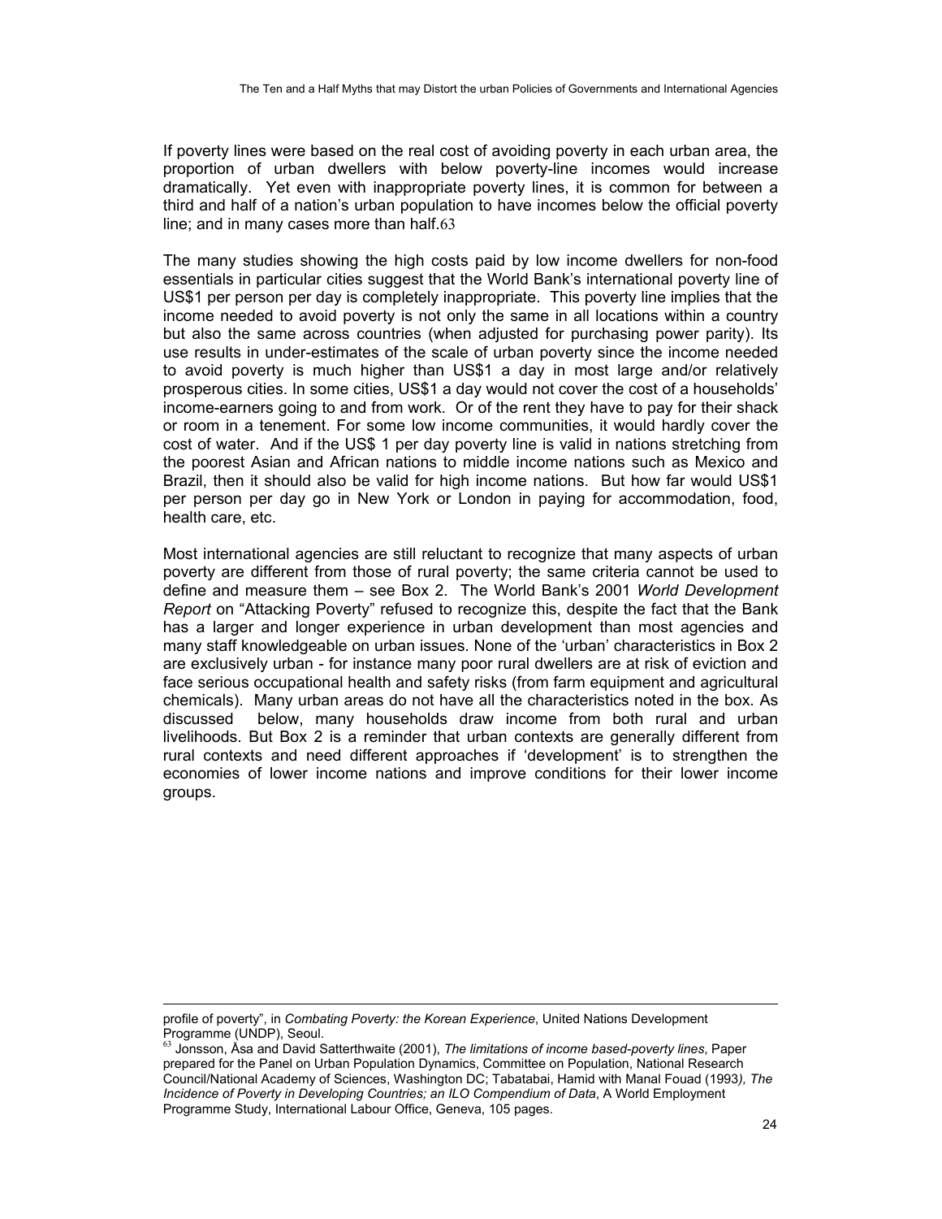If poverty lines were based on the real cost of avoiding poverty in each urban area, the proportion of urban dwellers with below poverty-line incomes would increase dramatically. Yet even with inappropriate poverty lines, it is common for between a third and half of a nation's urban population to have incomes below the official poverty line; and in many cases more than half.[63]

The many studies showing the high costs paid by low income dwellers for non-food essentials in particular cities suggest that the World Bank's international poverty line of US$1 per person per day is completely inappropriate. This poverty line implies that the income needed to avoid poverty is not only the same in all locations within a country but also the same across countries (when adjusted for purchasing power parity). Its use results in under-estimates of the scale of urban poverty since the income needed to avoid poverty is much higher than US$1 a day in most large and/or relatively prosperous cities. In some cities, US$1 a day would not cover the cost of a households' income-earners going to and from work. Or of the rent they have to pay for their shack or room in a tenement. For some low income communities, it would hardly cover the cost of water. And if the US$ 1 per day poverty line is valid in nations stretching from the poorest Asian and African nations to middle income nations such as Mexico and Brazil, then it should also be valid for high income nations. But how far would US$1 per person per day go in New York or London in paying for accommodation, food, health care, etc.

Most international agencies are still reluctant to recognize that many aspects of urban poverty are different from those of rural poverty; the same criteria cannot be used to define and measure them – see Box 2. The World Bank's 2001 *World Development Report* on "Attacking Poverty" refused to recognize this, despite the fact that the Bank has a larger and longer experience in urban development than most agencies and many staff knowledgeable on urban issues. None of the 'urban' characteristics in Box 2 are exclusively urban - for instance many poor rural dwellers are at risk of eviction and face serious occupational health and safety risks (from farm equipment and agricultural chemicals). Many urban areas do not have all the characteristics noted in the box. As discussed below, many households draw income from both rural and urban livelihoods. But Box 2 is a reminder that urban contexts are generally different from rural contexts and need different approaches if 'development' is to strengthen the economies of lower income nations and improve conditions for their lower income groups.

---

profile of poverty", in *Combating Poverty: the Korean Experience*, United Nations Development Programme (UNDP), Seoul.

[63] Jonsson, Åsa and David Satterthwaite (2001), *The limitations of income based-poverty lines*, Paper prepared for the Panel on Urban Population Dynamics, Committee on Population, National Research Council/National Academy of Sciences, Washington DC; Tabatabai, Hamid with Manal Fouad (1993*), The Incidence of Poverty in Developing Countries; an ILO Compendium of Data*, A World Employment Programme Study, International Labour Office, Geneva, 105 pages.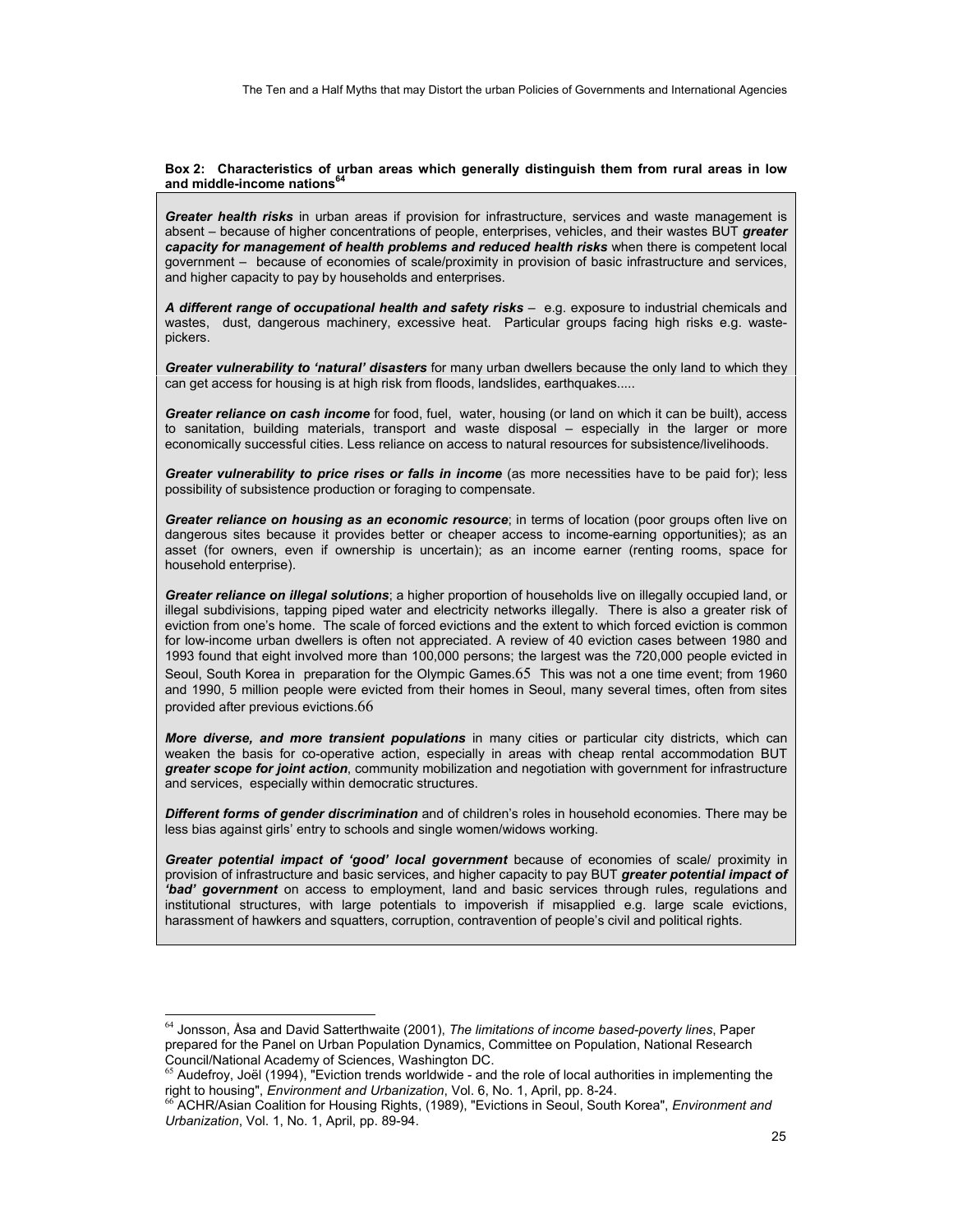**Box 2: Characteristics of urban areas which generally distinguish them from rural areas in low and middle-income nations**[64]

***Greater health risks*** in urban areas if provision for infrastructure, services and waste management is absent – because of higher concentrations of people, enterprises, vehicles, and their wastes BUT ***greater capacity for management of health problems and reduced health risks*** when there is competent local government – because of economies of scale/proximity in provision of basic infrastructure and services, and higher capacity to pay by households and enterprises.

***A different range of occupational health and safety risks*** – e.g. exposure to industrial chemicals and wastes, dust, dangerous machinery, excessive heat. Particular groups facing high risks e.g. waste-pickers.

***Greater vulnerability to 'natural' disasters*** for many urban dwellers because the only land to which they can get access for housing is at high risk from floods, landslides, earthquakes.....

***Greater reliance on cash income*** for food, fuel, water, housing (or land on which it can be built), access to sanitation, building materials, transport and waste disposal – especially in the larger or more economically successful cities. Less reliance on access to natural resources for subsistence/livelihoods.

***Greater vulnerability to price rises or falls in income*** (as more necessities have to be paid for); less possibility of subsistence production or foraging to compensate.

***Greater reliance on housing as an economic resource***; in terms of location (poor groups often live on dangerous sites because it provides better or cheaper access to income-earning opportunities); as an asset (for owners, even if ownership is uncertain); as an income earner (renting rooms, space for household enterprise).

***Greater reliance on illegal solutions***; a higher proportion of households live on illegally occupied land, or illegal subdivisions, tapping piped water and electricity networks illegally. There is also a greater risk of eviction from one's home. The scale of forced evictions and the extent to which forced eviction is common for low-income urban dwellers is often not appreciated. A review of 40 eviction cases between 1980 and 1993 found that eight involved more than 100,000 persons; the largest was the 720,000 people evicted in Seoul, South Korea in preparation for the Olympic Games.[65] This was not a one time event; from 1960 and 1990, 5 million people were evicted from their homes in Seoul, many several times, often from sites provided after previous evictions.[66]

***More diverse, and more transient populations*** in many cities or particular city districts, which can weaken the basis for co-operative action, especially in areas with cheap rental accommodation BUT ***greater scope for joint action***, community mobilization and negotiation with government for infrastructure and services, especially within democratic structures.

***Different forms of gender discrimination*** and of children's roles in household economies. There may be less bias against girls' entry to schools and single women/widows working.

***Greater potential impact of 'good' local government*** because of economies of scale/ proximity in provision of infrastructure and basic services, and higher capacity to pay BUT ***greater potential impact of 'bad' government*** on access to employment, land and basic services through rules, regulations and institutional structures, with large potentials to impoverish if misapplied e.g. large scale evictions, harassment of hawkers and squatters, corruption, contravention of people's civil and political rights.

---

[64] Jonsson, Åsa and David Satterthwaite (2001), *The limitations of income based-poverty lines*, Paper prepared for the Panel on Urban Population Dynamics, Committee on Population, National Research Council/National Academy of Sciences, Washington DC.

[65] Audefroy, Joël (1994), "Eviction trends worldwide - and the role of local authorities in implementing the right to housing", *Environment and Urbanization*, Vol. 6, No. 1, April, pp. 8-24.

[66] ACHR/Asian Coalition for Housing Rights, (1989), "Evictions in Seoul, South Korea", *Environment and Urbanization*, Vol. 1, No. 1, April, pp. 89-94.